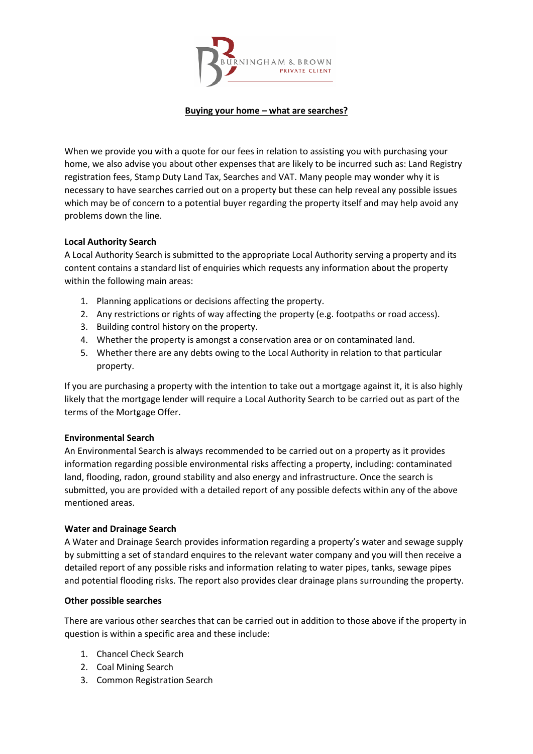BURNINGHAM & BROWN
PRIVATE CLIENT

# Buying your home – what are searches?

When we provide you with a quote for our fees in relation to assisting you with purchasing your home, we also advise you about other expenses that are likely to be incurred such as: Land Registry registration fees, Stamp Duty Land Tax, Searches and VAT. Many people may wonder why it is necessary to have searches carried out on a property but these can help reveal any possible issues which may be of concern to a potential buyer regarding the property itself and may help avoid any problems down the line.

**Local Authority Search**

A Local Authority Search is submitted to the appropriate Local Authority serving a property and its content contains a standard list of enquiries which requests any information about the property within the following main areas:

1. Planning applications or decisions affecting the property.
2. Any restrictions or rights of way affecting the property (e.g. footpaths or road access).
3. Building control history on the property.
4. Whether the property is amongst a conservation area or on contaminated land.
5. Whether there are any debts owing to the Local Authority in relation to that particular property.

If you are purchasing a property with the intention to take out a mortgage against it, it is also highly likely that the mortgage lender will require a Local Authority Search to be carried out as part of the terms of the Mortgage Offer.

**Environmental Search**

An Environmental Search is always recommended to be carried out on a property as it provides information regarding possible environmental risks affecting a property, including: contaminated land, flooding, radon, ground stability and also energy and infrastructure. Once the search is submitted, you are provided with a detailed report of any possible defects within any of the above mentioned areas.

**Water and Drainage Search**

A Water and Drainage Search provides information regarding a property's water and sewage supply by submitting a set of standard enquires to the relevant water company and you will then receive a detailed report of any possible risks and information relating to water pipes, tanks, sewage pipes and potential flooding risks. The report also provides clear drainage plans surrounding the property.

**Other possible searches**

There are various other searches that can be carried out in addition to those above if the property in question is within a specific area and these include:

1. Chancel Check Search
2. Coal Mining Search
3. Common Registration Search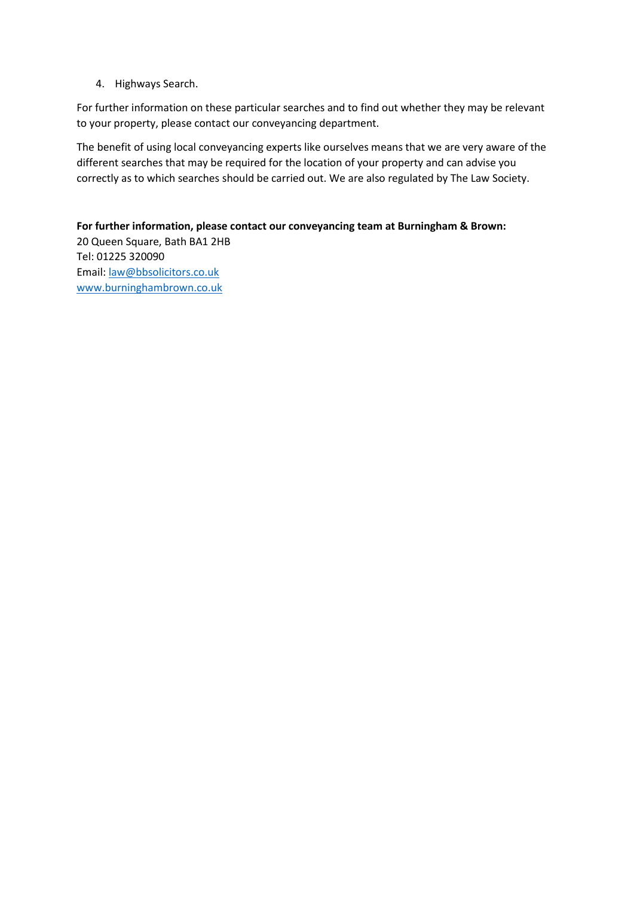4. Highways Search.

For further information on these particular searches and to find out whether they may be relevant to your property, please contact our conveyancing department.

The benefit of using local conveyancing experts like ourselves means that we are very aware of the different searches that may be required for the location of your property and can advise you correctly as to which searches should be carried out. We are also regulated by The Law Society.

**For further information, please contact our conveyancing team at Burningham & Brown:**
20 Queen Square, Bath BA1 2HB
Tel: 01225 320090
Email: [law@bbsolicitors.co.uk](mailto:law@bbsolicitors.co.uk)
[www.burninghambrown.co.uk](http://www.burninghambrown.co.uk)